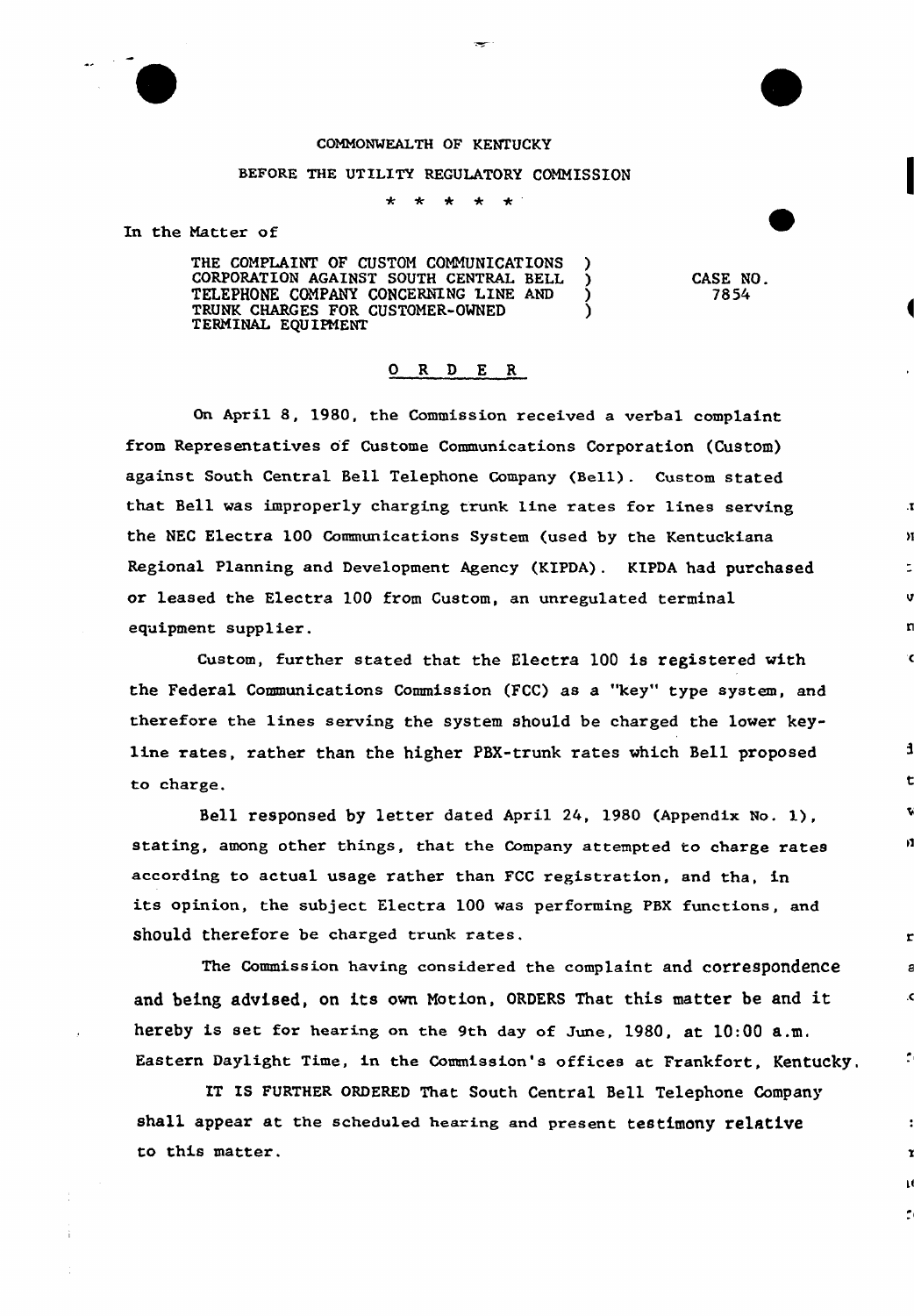COMMONWEALTH OF KENTUCKY

BEFORE THE UTILITY REGULATORY COMMISSION

\* \* \* \* \*

In the Matter of

THE COMPLAINT OF CUSTOM COMMUNICATIONS CORPORATION AGAINST SOUTH CENTRAL BELL TELEPHONE COMPANY CONCERNING LINE AND TRUNK CHARGES FOR CUSTOMER-OWNED TERMINAL EQUIPMENT ) CASE NO. 7854

## O R D E R

On April 8, 1980, the Commission received a verbal complaint from Representatives of Custome Communications Corporation (Custom) against South Central Bell Telephone Company (Bell). Custom stated that Bell was improperly charging trunk line rates for lines serving the NEC Electra 100 Communications System (used by the Kentuckiana Regional Planning and Development Agency (KIPDA). KIPDA had purchased or leased the Electra 100 from Custom, an unregulated terminal equipment supplier.

Custom, further stated that the Electra 100 is registered with the Federal Communications Commission (FCC) as a "key" type system, and therefore the lines serving the system should be charged the lower key-line rates, rather than the higher PBX-trunk rates which Bell proposed to charge.

Bell responded by letter dated April 24, 1980 (Appendix No. 1), stating, among other things, that the Company attempted to charge rates according to actual usage rather than FCC registration, and tha, in its opinion, the subject Electra 100 was performing PBX functions, and should therefore be charged trunk rates.

The Commission having considered the complaint and correspondence and being advised, on its own Motion, ORDERS That this matter be and it hereby is set for hearing on the 9th day of June, 1980, at 10:00 a.m. Eastern Daylight Time, in the Commission's offices at Frankfort, Kentucky.

IT IS FURTHER ORDERED That South Central Bell Telephone Company shall appear at the scheduled hearing and present testimony relative to this matter.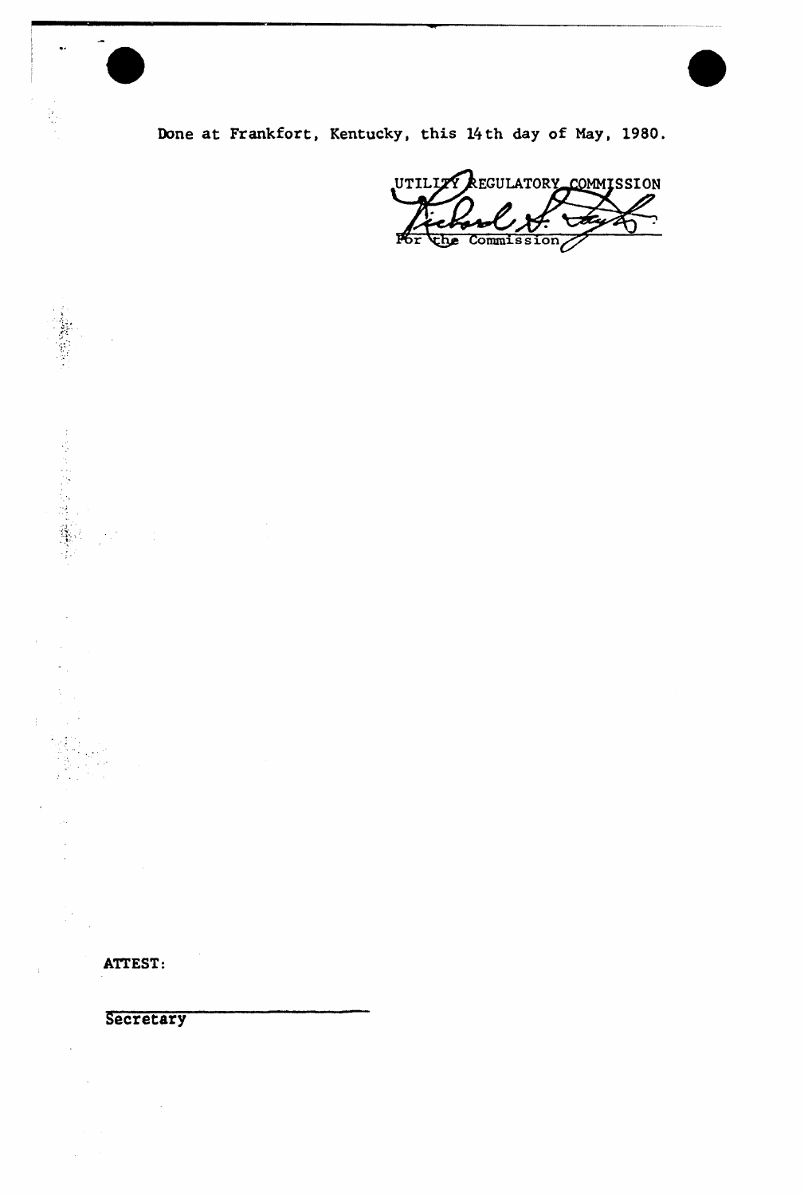Done at Frankfort, Kentucky, this 14th day of May, 1980.

UTILITY REGULATORY COMMISSION

For the Commission

ATTEST:

Secretary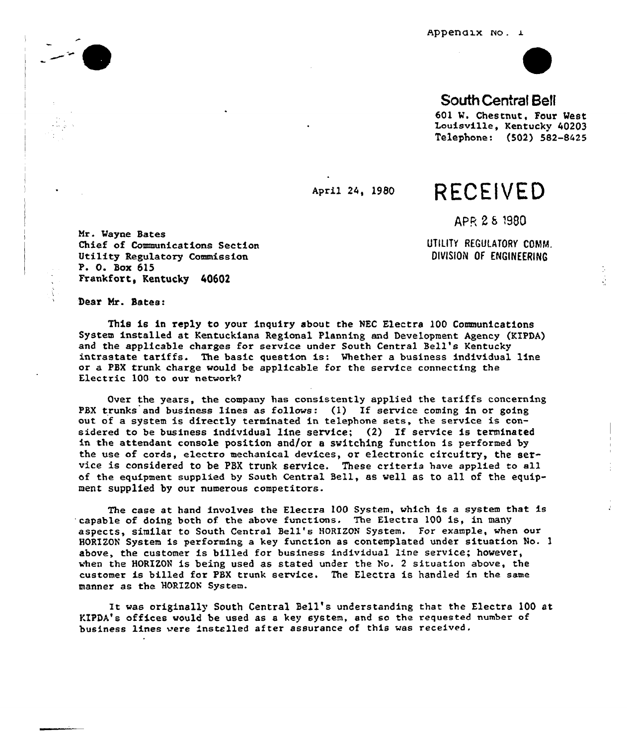Appendix No. 1

**South Central Bell**

601 W. Chestnut, Four West
Louisville, Kentucky 40203
Telephone: (502) 582-8425

April 24, 1980

**RECEIVED**

APR 28 1980

UTILITY REGULATORY COMM.
DIVISION OF ENGINEERING

Mr. Wayne Bates
Chief of Communications Section
Utility Regulatory Commission
P. O. Box 615
Frankfort, Kentucky 40602

Dear Mr. Bates:

This is in reply to your inquiry about the NEC Electra 100 Communications System installed at Kentuckiana Regional Planning and Development Agency (KIPDA) and the applicable charges for service under South Central Bell's Kentucky intrastate tariffs. The basic question is: Whether a business individual line or a PBX trunk charge would be applicable for the service connecting the Electric 100 to our network?

Over the years, the company has consistently applied the tariffs concerning PBX trunks and business lines as follows: (1) If service coming in or going out of a system is directly terminated in telephone sets, the service is considered to be business individual line service; (2) If service is terminated in the attendant console position and/or a switching function is performed by the use of cords, electro mechanical devices, or electronic circuitry, the service is considered to be PBX trunk service. These criteria have applied to all of the equipment supplied by South Central Bell, as well as to all of the equipment supplied by our numerous competitors.

The case at hand involves the Electra 100 System, which is a system that is capable of doing both of the above functions. The Electra 100 is, in many aspects, similar to South Central Bell's HORIZON System. For example, when our HORIZON System is performing a key function as contemplated under situation No. 1 above, the customer is billed for business individual line service; however, when the HORIZON is being used as stated under the No. 2 situation above, the customer is billed for PBX trunk service. The Electra is handled in the same manner as the HORIZON System.

It was originally South Central Bell's understanding that the Electra 100 at KIPDA's offices would be used as a key system, and so the requested number of business lines were installed after assurance of this was received.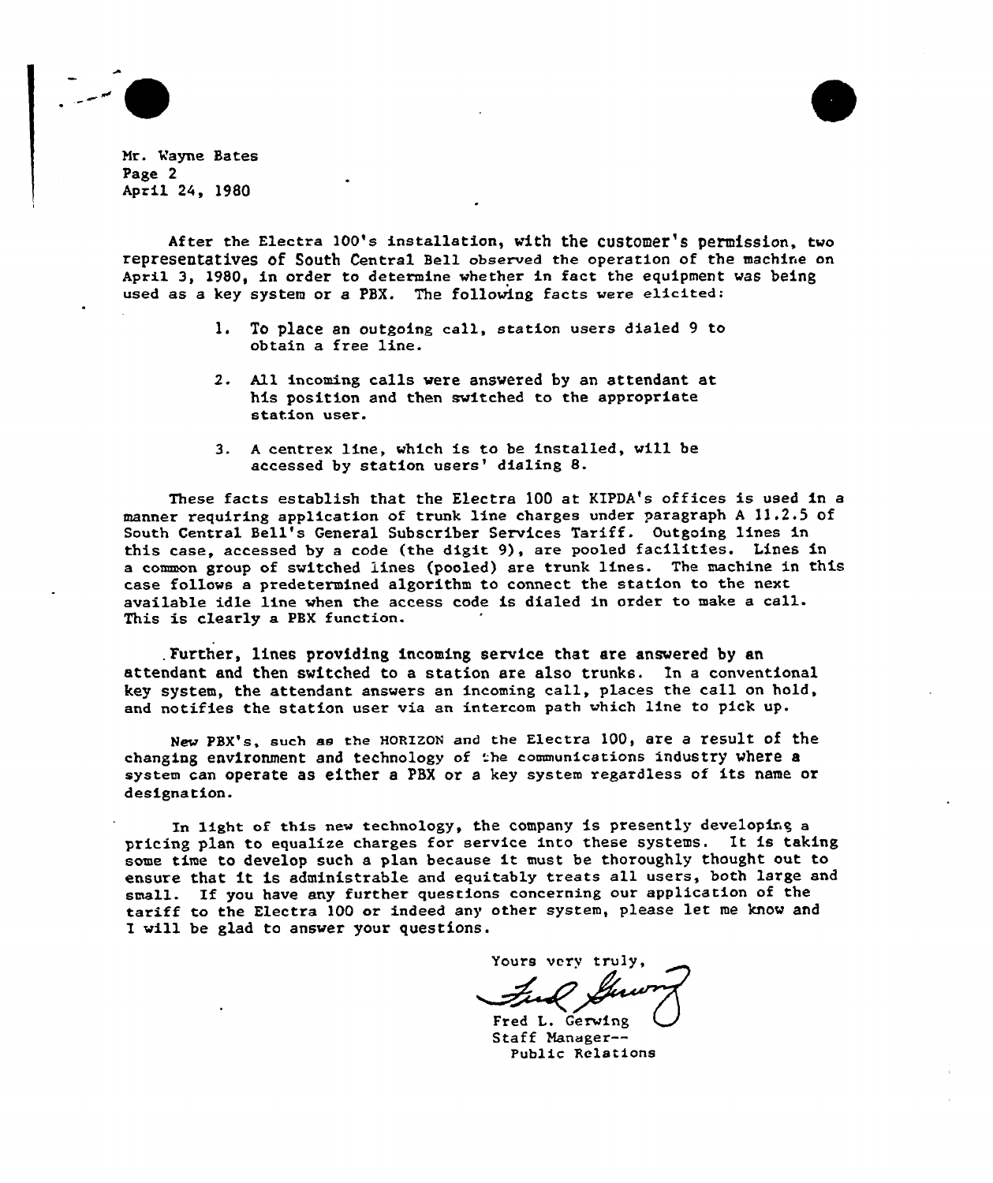Mr. Wayne Bates
Page 2
April 24, 1980

After the Electra 100's installation, with the customer's permission, two representatives of South Central Bell observed the operation of the machine on April 3, 1980, in order to determine whether in fact the equipment was being used as a key system or a PBX. The following facts were elicited:

1. To place an outgoing call, station users dialed 9 to obtain a free line.
2. All incoming calls were answered by an attendant at his position and then switched to the appropriate station user.
3. A centrex line, which is to be installed, will be accessed by station users' dialing 8.

These facts establish that the Electra 100 at KIPDA's offices is used in a manner requiring application of trunk line charges under paragraph A 11.2.5 of South Central Bell's General Subscriber Services Tariff. Outgoing lines in this case, accessed by a code (the digit 9), are pooled facilities. Lines in a common group of switched lines (pooled) are trunk lines. The machine in this case follows a predetermined algorithm to connect the station to the next available idle line when the access code is dialed in order to make a call. This is clearly a PBX function.

Further, lines providing incoming service that are answered by an attendant and then switched to a station are also trunks. In a conventional key system, the attendant answers an incoming call, places the call on hold, and notifies the station user via an intercom path which line to pick up.

New PBX's, such as the HORIZON and the Electra 100, are a result of the changing environment and technology of the communications industry where a system can operate as either a PBX or a key system regardless of its name or designation.

In light of this new technology, the company is presently developing a pricing plan to equalize charges for service into these systems. It is taking some time to develop such a plan because it must be thoroughly thought out to ensure that it is administrable and equitably treats all users, both large and small. If you have any further questions concerning our application of the tariff to the Electra 100 or indeed any other system, please let me know and I will be glad to answer your questions.

Yours very truly,

Fred L. Gerwing
Staff Manager--
Public Relations